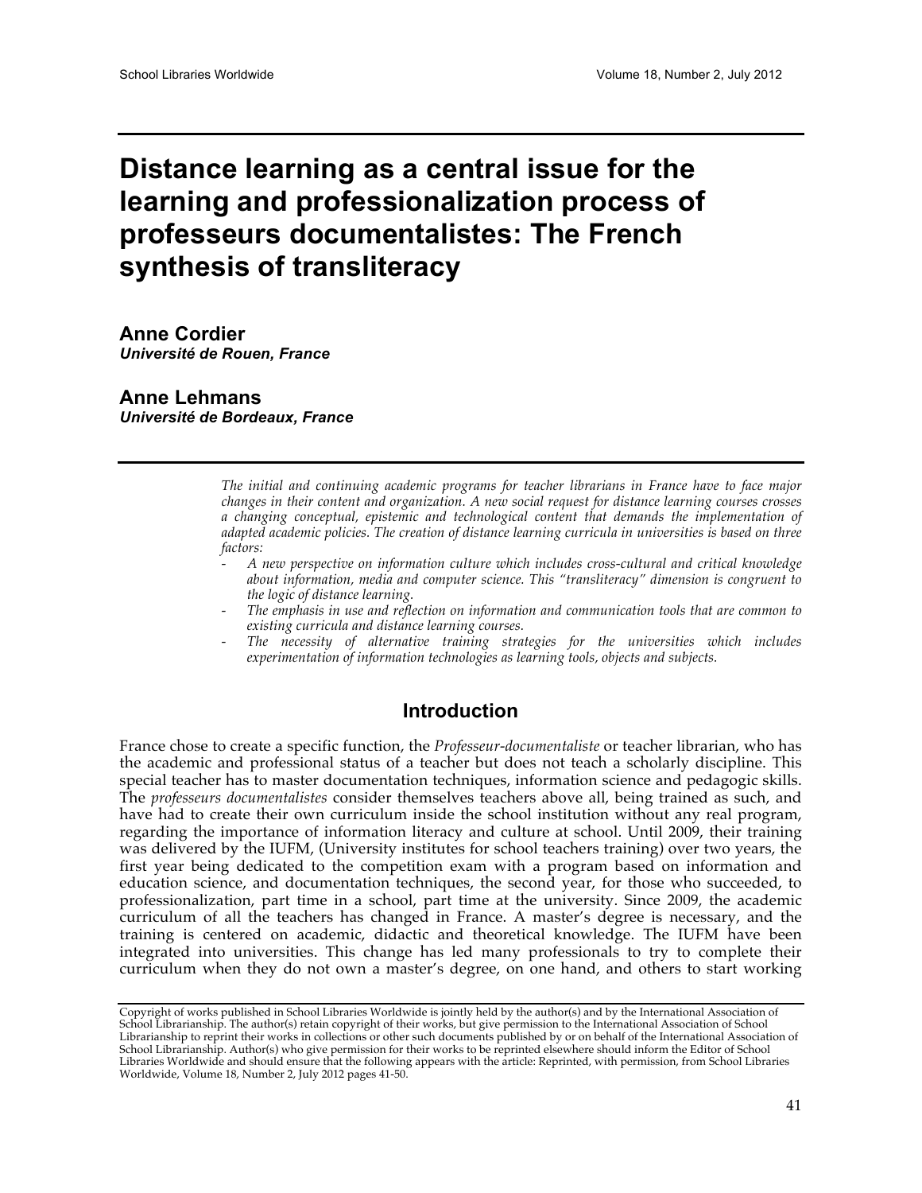# Distance learning as a central issue for the learning and professionalization process of professeurs documentalistes: The French synthesis of transliteracy

**Anne Cordier**
***Université de Rouen, France***

**Anne Lehmans**
***Université de Bordeaux, France***

*The initial and continuing academic programs for teacher librarians in France have to face major changes in their content and organization. A new social request for distance learning courses crosses a changing conceptual, epistemic and technological content that demands the implementation of adapted academic policies. The creation of distance learning curricula in universities is based on three factors:*

- *A new perspective on information culture which includes cross-cultural and critical knowledge about information, media and computer science. This "transliteracy" dimension is congruent to the logic of distance learning.*
- *The emphasis in use and reflection on information and communication tools that are common to existing curricula and distance learning courses.*
- *The necessity of alternative training strategies for the universities which includes experimentation of information technologies as learning tools, objects and subjects.*

## Introduction

France chose to create a specific function, the *Professeur-documentaliste* or teacher librarian, who has the academic and professional status of a teacher but does not teach a scholarly discipline. This special teacher has to master documentation techniques, information science and pedagogic skills. The *professeurs documentalistes* consider themselves teachers above all, being trained as such, and have had to create their own curriculum inside the school institution without any real program, regarding the importance of information literacy and culture at school. Until 2009, their training was delivered by the IUFM, (University institutes for school teachers training) over two years, the first year being dedicated to the competition exam with a program based on information and education science, and documentation techniques, the second year, for those who succeeded, to professionalization, part time in a school, part time at the university. Since 2009, the academic curriculum of all the teachers has changed in France. A master's degree is necessary, and the training is centered on academic, didactic and theoretical knowledge. The IUFM have been integrated into universities. This change has led many professionals to try to complete their curriculum when they do not own a master's degree, on one hand, and others to start working

Copyright of works published in School Libraries Worldwide is jointly held by the author(s) and by the International Association of School Librarianship. The author(s) retain copyright of their works, but give permission to the International Association of School Librarianship to reprint their works in collections or other such documents published by or on behalf of the International Association of School Librarianship. Author(s) who give permission for their works to be reprinted elsewhere should inform the Editor of School Libraries Worldwide and should ensure that the following appears with the article: Reprinted, with permission, from School Libraries Worldwide, Volume 18, Number 2, July 2012 pages 41-50.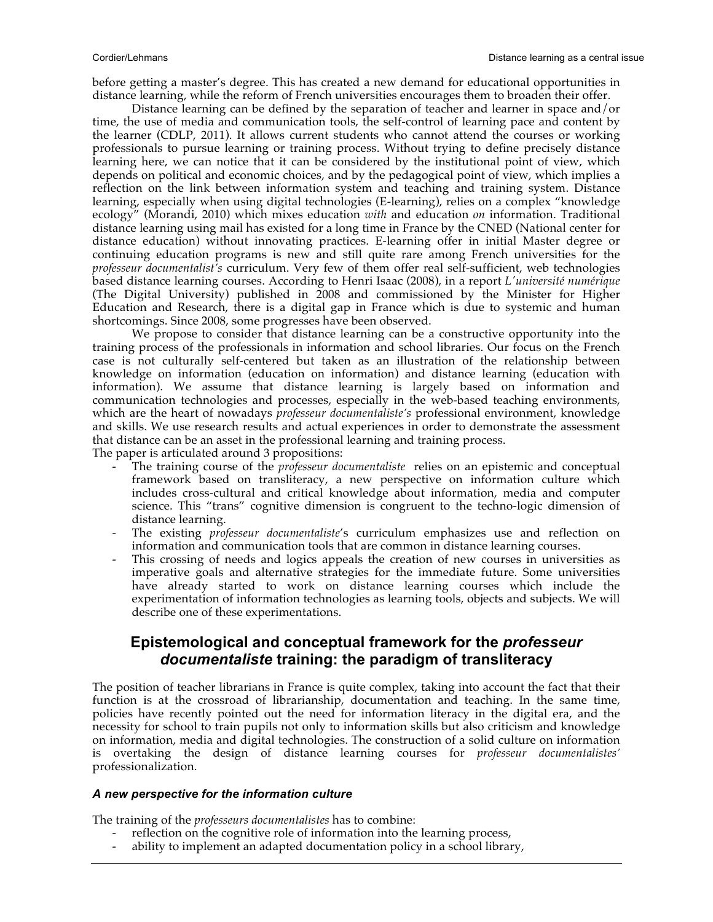before getting a master's degree. This has created a new demand for educational opportunities in distance learning, while the reform of French universities encourages them to broaden their offer.

Distance learning can be defined by the separation of teacher and learner in space and/or time, the use of media and communication tools, the self-control of learning pace and content by the learner (CDLP, 2011). It allows current students who cannot attend the courses or working professionals to pursue learning or training process. Without trying to define precisely distance learning here, we can notice that it can be considered by the institutional point of view, which depends on political and economic choices, and by the pedagogical point of view, which implies a reflection on the link between information system and teaching and training system. Distance learning, especially when using digital technologies (E-learning), relies on a complex "knowledge ecology" (Morandi, 2010) which mixes education *with* and education *on* information. Traditional distance learning using mail has existed for a long time in France by the CNED (National center for distance education) without innovating practices. E-learning offer in initial Master degree or continuing education programs is new and still quite rare among French universities for the *professeur documentalist's* curriculum. Very few of them offer real self-sufficient, web technologies based distance learning courses. According to Henri Isaac (2008), in a report *L'université numérique* (The Digital University) published in 2008 and commissioned by the Minister for Higher Education and Research, there is a digital gap in France which is due to systemic and human shortcomings. Since 2008, some progresses have been observed.

We propose to consider that distance learning can be a constructive opportunity into the training process of the professionals in information and school libraries. Our focus on the French case is not culturally self-centered but taken as an illustration of the relationship between knowledge on information (education on information) and distance learning (education with information). We assume that distance learning is largely based on information and communication technologies and processes, especially in the web-based teaching environments, which are the heart of nowadays *professeur documentaliste's* professional environment, knowledge and skills. We use research results and actual experiences in order to demonstrate the assessment that distance can be an asset in the professional learning and training process.

The paper is articulated around 3 propositions:

- The training course of the *professeur documentaliste* relies on an epistemic and conceptual framework based on transliteracy, a new perspective on information culture which includes cross-cultural and critical knowledge about information, media and computer science. This "trans" cognitive dimension is congruent to the techno-logic dimension of distance learning.
- The existing *professeur documentaliste*'s curriculum emphasizes use and reflection on information and communication tools that are common in distance learning courses.
- This crossing of needs and logics appeals the creation of new courses in universities as imperative goals and alternative strategies for the immediate future. Some universities have already started to work on distance learning courses which include the experimentation of information technologies as learning tools, objects and subjects. We will describe one of these experimentations.

## Epistemological and conceptual framework for the *professeur documentaliste* training: the paradigm of transliteracy

The position of teacher librarians in France is quite complex, taking into account the fact that their function is at the crossroad of librarianship, documentation and teaching. In the same time, policies have recently pointed out the need for information literacy in the digital era, and the necessity for school to train pupils not only to information skills but also criticism and knowledge on information, media and digital technologies. The construction of a solid culture on information is overtaking the design of distance learning courses for *professeur documentalistes'* professionalization.

### *A new perspective for the information culture*

The training of the *professeurs documentalistes* has to combine:

- reflection on the cognitive role of information into the learning process,
- ability to implement an adapted documentation policy in a school library,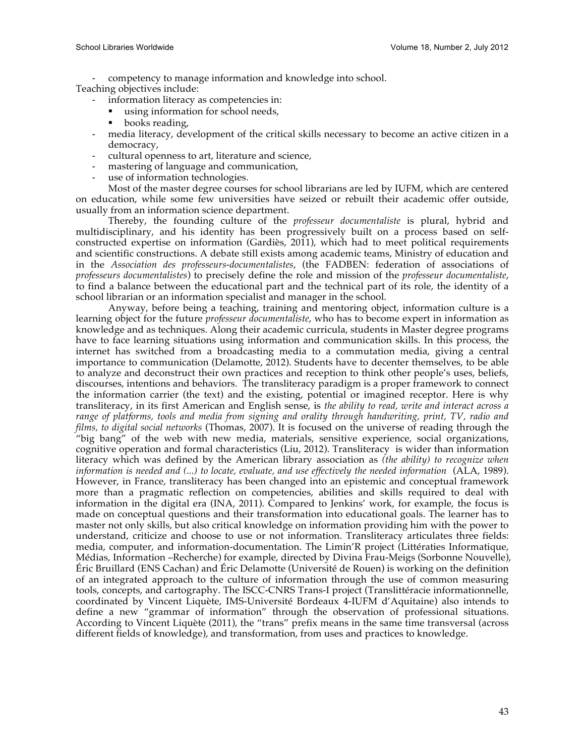- competency to manage information and knowledge into school.

Teaching objectives include:

- information literacy as competencies in:
    - using information for school needs,
    - books reading,
- media literacy, development of the critical skills necessary to become an active citizen in a democracy,
- cultural openness to art, literature and science,
- mastering of language and communication,
- use of information technologies.

Most of the master degree courses for school librarians are led by IUFM, which are centered on education, while some few universities have seized or rebuilt their academic offer outside, usually from an information science department.

Thereby, the founding culture of the *professeur documentaliste* is plural, hybrid and multidisciplinary, and his identity has been progressively built on a process based on self-constructed expertise on information (Gardiès, 2011), which had to meet political requirements and scientific constructions. A debate still exists among academic teams, Ministry of education and in the *Association des professeurs-documentalistes*, (the FADBEN: federation of associations of *professeurs documentalistes*) to precisely define the role and mission of the *professeur documentaliste*, to find a balance between the educational part and the technical part of its role, the identity of a school librarian or an information specialist and manager in the school.

Anyway, before being a teaching, training and mentoring object, information culture is a learning object for the future *professeur documentaliste*, who has to become expert in information as knowledge and as techniques. Along their academic curricula, students in Master degree programs have to face learning situations using information and communication skills. In this process, the internet has switched from a broadcasting media to a commutation media, giving a central importance to communication (Delamotte, 2012). Students have to decenter themselves, to be able to analyze and deconstruct their own practices and reception to think other people's uses, beliefs, discourses, intentions and behaviors. The transliteracy paradigm is a proper framework to connect the information carrier (the text) and the existing, potential or imagined receptor. Here is why transliteracy, in its first American and English sense, is *the ability to read, write and interact across a range of platforms, tools and media from signing and orality through handwriting, print, TV, radio and films, to digital social networks* (Thomas, 2007). It is focused on the universe of reading through the "big bang" of the web with new media, materials, sensitive experience, social organizations, cognitive operation and formal characteristics (Liu, 2012). Transliteracy is wider than information literacy which was defined by the American library association as *(the ability) to recognize when information is needed and (...) to locate, evaluate, and use effectively the needed information* (ALA, 1989). However, in France, transliteracy has been changed into an epistemic and conceptual framework more than a pragmatic reflection on competencies, abilities and skills required to deal with information in the digital era (INA, 2011). Compared to Jenkins' work, for example, the focus is made on conceptual questions and their transformation into educational goals. The learner has to master not only skills, but also critical knowledge on information providing him with the power to understand, criticize and choose to use or not information. Transliteracy articulates three fields: media, computer, and information-documentation. The Limin'R project (Littératies Informatique, Médias, Information –Recherche) for example, directed by Divina Frau-Meigs (Sorbonne Nouvelle), Éric Bruillard (ENS Cachan) and Éric Delamotte (Université de Rouen) is working on the definition of an integrated approach to the culture of information through the use of common measuring tools, concepts, and cartography. The ISCC-CNRS Trans-I project (Translittéracie informationnelle, coordinated by Vincent Liquète, IMS-Université Bordeaux 4-IUFM d'Aquitaine) also intends to define a new "grammar of information" through the observation of professional situations. According to Vincent Liquète (2011), the "trans" prefix means in the same time transversal (across different fields of knowledge), and transformation, from uses and practices to knowledge.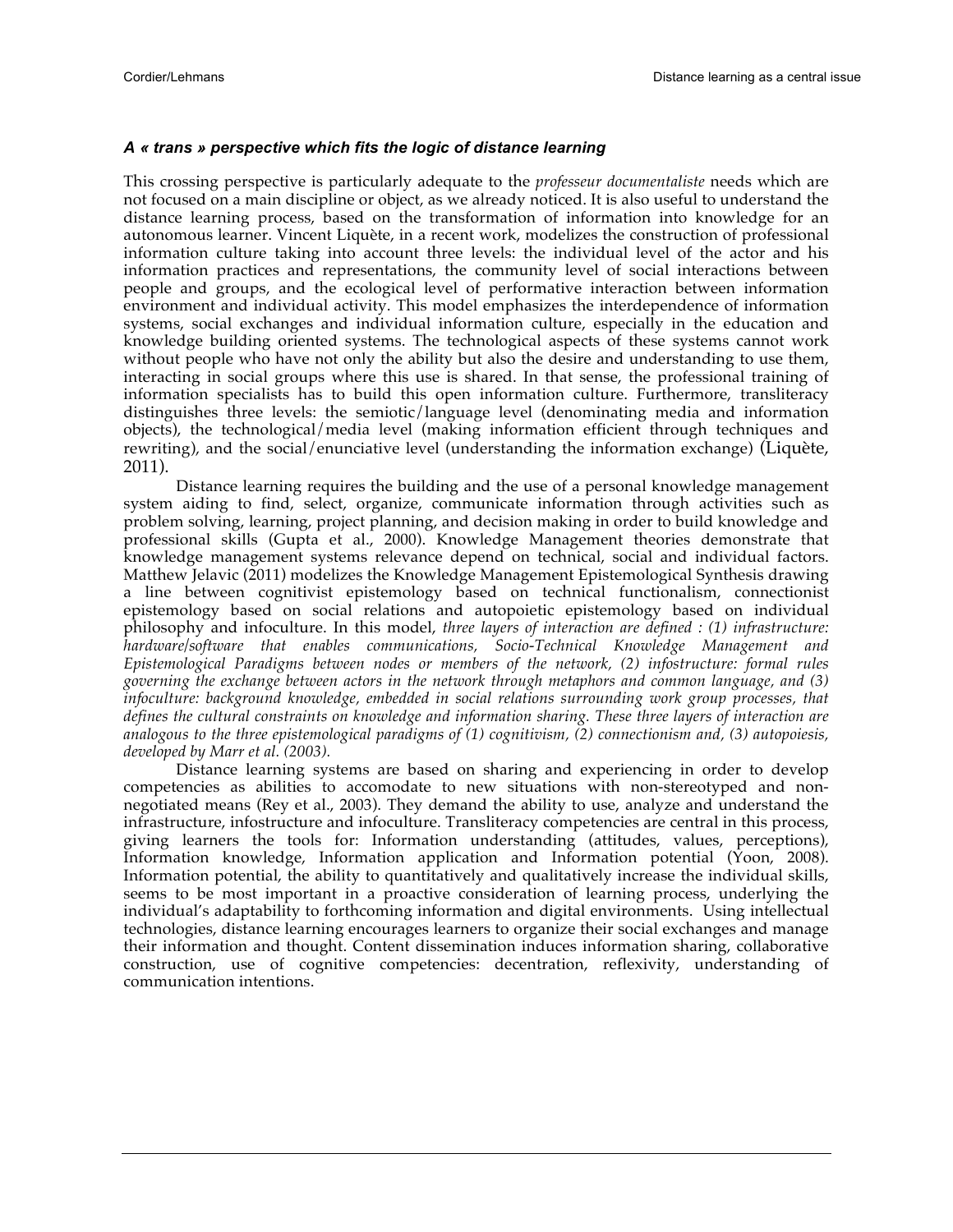### *A « trans » perspective which fits the logic of distance learning*

This crossing perspective is particularly adequate to the *professeur documentaliste* needs which are not focused on a main discipline or object, as we already noticed. It is also useful to understand the distance learning process, based on the transformation of information into knowledge for an autonomous learner. Vincent Liquète, in a recent work, modelizes the construction of professional information culture taking into account three levels: the individual level of the actor and his information practices and representations, the community level of social interactions between people and groups, and the ecological level of performative interaction between information environment and individual activity. This model emphasizes the interdependence of information systems, social exchanges and individual information culture, especially in the education and knowledge building oriented systems. The technological aspects of these systems cannot work without people who have not only the ability but also the desire and understanding to use them, interacting in social groups where this use is shared. In that sense, the professional training of information specialists has to build this open information culture. Furthermore, transliteracy distinguishes three levels: the semiotic/language level (denominating media and information objects), the technological/media level (making information efficient through techniques and rewriting), and the social/enunciative level (understanding the information exchange) (Liquète, 2011).

Distance learning requires the building and the use of a personal knowledge management system aiding to find, select, organize, communicate information through activities such as problem solving, learning, project planning, and decision making in order to build knowledge and professional skills (Gupta et al., 2000). Knowledge Management theories demonstrate that knowledge management systems relevance depend on technical, social and individual factors. Matthew Jelavic (2011) modelizes the Knowledge Management Epistemological Synthesis drawing a line between cognitivist epistemology based on technical functionalism, connectionist epistemology based on social relations and autopoietic epistemology based on individual philosophy and infoculture. In this model, *three layers of interaction are defined : (1) infrastructure: hardware/software that enables communications, Socio-Technical Knowledge Management and Epistemological Paradigms between nodes or members of the network, (2) infostructure: formal rules governing the exchange between actors in the network through metaphors and common language, and (3) infoculture: background knowledge, embedded in social relations surrounding work group processes, that defines the cultural constraints on knowledge and information sharing. These three layers of interaction are analogous to the three epistemological paradigms of (1) cognitivism, (2) connectionism and, (3) autopoiesis, developed by Marr et al. (2003).*

Distance learning systems are based on sharing and experiencing in order to develop competencies as abilities to accomodate to new situations with non-stereotyped and non-negotiated means (Rey et al., 2003). They demand the ability to use, analyze and understand the infrastructure, infostructure and infoculture. Transliteracy competencies are central in this process, giving learners the tools for: Information understanding (attitudes, values, perceptions), Information knowledge, Information application and Information potential (Yoon, 2008). Information potential, the ability to quantitatively and qualitatively increase the individual skills, seems to be most important in a proactive consideration of learning process, underlying the individual's adaptability to forthcoming information and digital environments. Using intellectual technologies, distance learning encourages learners to organize their social exchanges and manage their information and thought. Content dissemination induces information sharing, collaborative construction, use of cognitive competencies: decentration, reflexivity, understanding of communication intentions.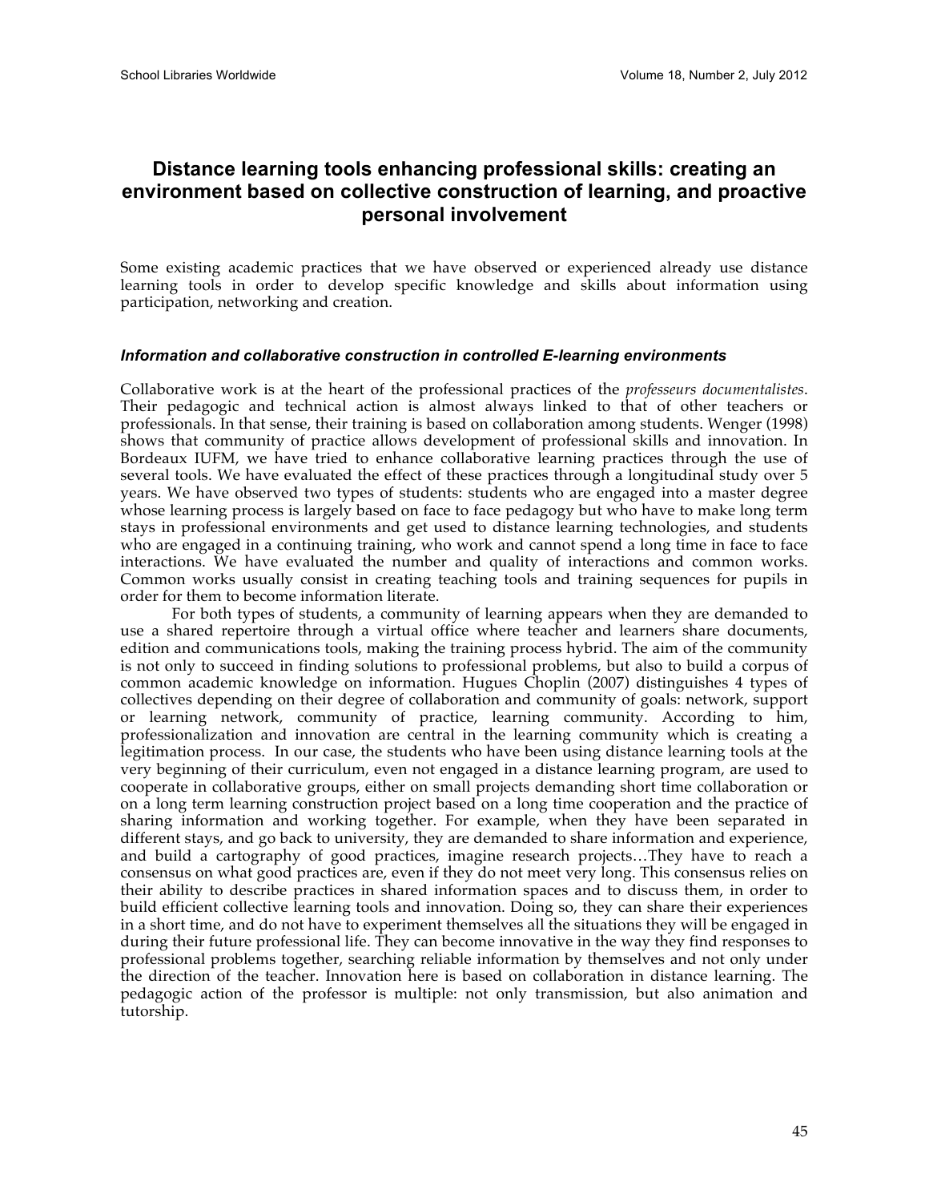## Distance learning tools enhancing professional skills: creating an environment based on collective construction of learning, and proactive personal involvement

Some existing academic practices that we have observed or experienced already use distance learning tools in order to develop specific knowledge and skills about information using participation, networking and creation.

### *Information and collaborative construction in controlled E-learning environments*

Collaborative work is at the heart of the professional practices of the *professeurs documentalistes*. Their pedagogic and technical action is almost always linked to that of other teachers or professionals. In that sense, their training is based on collaboration among students. Wenger (1998) shows that community of practice allows development of professional skills and innovation. In Bordeaux IUFM, we have tried to enhance collaborative learning practices through the use of several tools. We have evaluated the effect of these practices through a longitudinal study over 5 years. We have observed two types of students: students who are engaged into a master degree whose learning process is largely based on face to face pedagogy but who have to make long term stays in professional environments and get used to distance learning technologies, and students who are engaged in a continuing training, who work and cannot spend a long time in face to face interactions. We have evaluated the number and quality of interactions and common works. Common works usually consist in creating teaching tools and training sequences for pupils in order for them to become information literate.

For both types of students, a community of learning appears when they are demanded to use a shared repertoire through a virtual office where teacher and learners share documents, edition and communications tools, making the training process hybrid. The aim of the community is not only to succeed in finding solutions to professional problems, but also to build a corpus of common academic knowledge on information. Hugues Choplin (2007) distinguishes 4 types of collectives depending on their degree of collaboration and community of goals: network, support or learning network, community of practice, learning community. According to him, professionalization and innovation are central in the learning community which is creating a legitimation process. In our case, the students who have been using distance learning tools at the very beginning of their curriculum, even not engaged in a distance learning program, are used to cooperate in collaborative groups, either on small projects demanding short time collaboration or on a long term learning construction project based on a long time cooperation and the practice of sharing information and working together. For example, when they have been separated in different stays, and go back to university, they are demanded to share information and experience, and build a cartography of good practices, imagine research projects…They have to reach a consensus on what good practices are, even if they do not meet very long. This consensus relies on their ability to describe practices in shared information spaces and to discuss them, in order to build efficient collective learning tools and innovation. Doing so, they can share their experiences in a short time, and do not have to experiment themselves all the situations they will be engaged in during their future professional life. They can become innovative in the way they find responses to professional problems together, searching reliable information by themselves and not only under the direction of the teacher. Innovation here is based on collaboration in distance learning. The pedagogic action of the professor is multiple: not only transmission, but also animation and tutorship.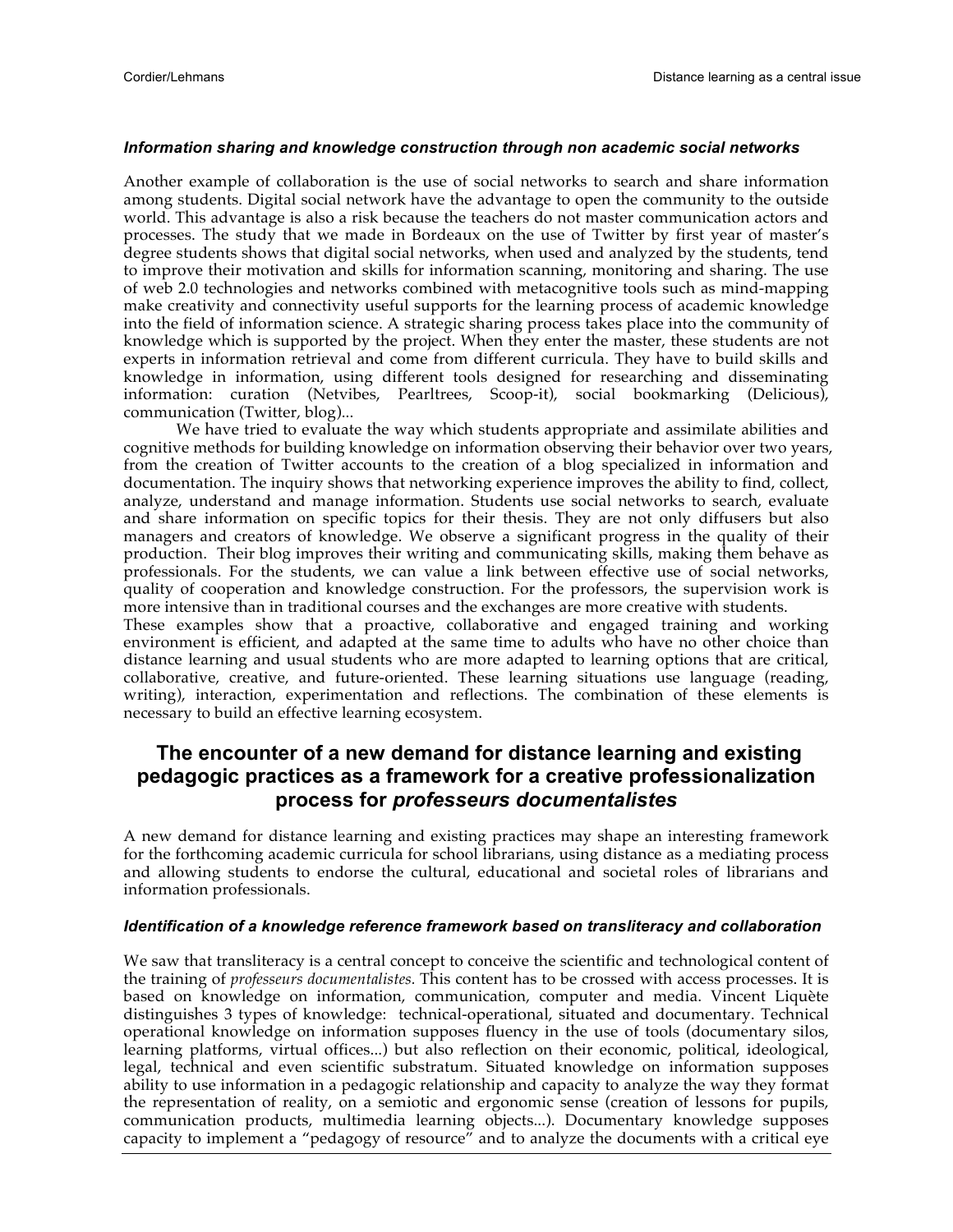### *Information sharing and knowledge construction through non academic social networks*

Another example of collaboration is the use of social networks to search and share information among students. Digital social network have the advantage to open the community to the outside world. This advantage is also a risk because the teachers do not master communication actors and processes. The study that we made in Bordeaux on the use of Twitter by first year of master's degree students shows that digital social networks, when used and analyzed by the students, tend to improve their motivation and skills for information scanning, monitoring and sharing. The use of web 2.0 technologies and networks combined with metacognitive tools such as mind-mapping make creativity and connectivity useful supports for the learning process of academic knowledge into the field of information science. A strategic sharing process takes place into the community of knowledge which is supported by the project. When they enter the master, these students are not experts in information retrieval and come from different curricula. They have to build skills and knowledge in information, using different tools designed for researching and disseminating information: curation (Netvibes, Pearltrees, Scoop-it), social bookmarking (Delicious), communication (Twitter, blog)...

We have tried to evaluate the way which students appropriate and assimilate abilities and cognitive methods for building knowledge on information observing their behavior over two years, from the creation of Twitter accounts to the creation of a blog specialized in information and documentation. The inquiry shows that networking experience improves the ability to find, collect, analyze, understand and manage information. Students use social networks to search, evaluate and share information on specific topics for their thesis. They are not only diffusers but also managers and creators of knowledge. We observe a significant progress in the quality of their production. Their blog improves their writing and communicating skills, making them behave as professionals. For the students, we can value a link between effective use of social networks, quality of cooperation and knowledge construction. For the professors, the supervision work is more intensive than in traditional courses and the exchanges are more creative with students.

These examples show that a proactive, collaborative and engaged training and working environment is efficient, and adapted at the same time to adults who have no other choice than distance learning and usual students who are more adapted to learning options that are critical, collaborative, creative, and future-oriented. These learning situations use language (reading, writing), interaction, experimentation and reflections. The combination of these elements is necessary to build an effective learning ecosystem.

## The encounter of a new demand for distance learning and existing pedagogic practices as a framework for a creative professionalization process for *professeurs documentalistes*

A new demand for distance learning and existing practices may shape an interesting framework for the forthcoming academic curricula for school librarians, using distance as a mediating process and allowing students to endorse the cultural, educational and societal roles of librarians and information professionals.

### *Identification of a knowledge reference framework based on transliteracy and collaboration*

We saw that transliteracy is a central concept to conceive the scientific and technological content of the training of *professeurs documentalistes.* This content has to be crossed with access processes. It is based on knowledge on information, communication, computer and media. Vincent Liquète distinguishes 3 types of knowledge: technical-operational, situated and documentary. Technical operational knowledge on information supposes fluency in the use of tools (documentary silos, learning platforms, virtual offices...) but also reflection on their economic, political, ideological, legal, technical and even scientific substratum. Situated knowledge on information supposes ability to use information in a pedagogic relationship and capacity to analyze the way they format the representation of reality, on a semiotic and ergonomic sense (creation of lessons for pupils, communication products, multimedia learning objects...). Documentary knowledge supposes capacity to implement a "pedagogy of resource" and to analyze the documents with a critical eye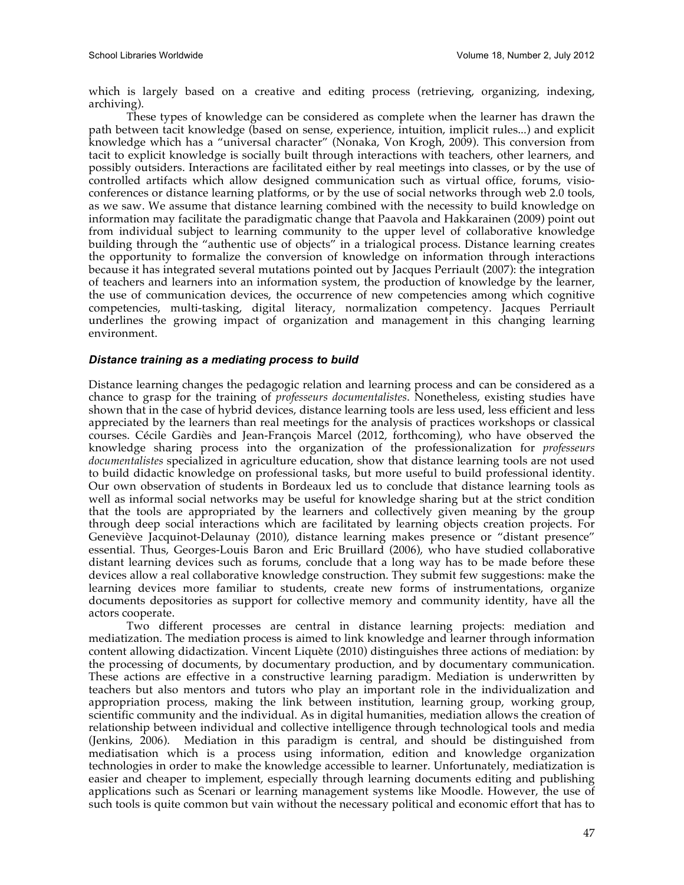which is largely based on a creative and editing process (retrieving, organizing, indexing, archiving).

These types of knowledge can be considered as complete when the learner has drawn the path between tacit knowledge (based on sense, experience, intuition, implicit rules...) and explicit knowledge which has a "universal character" (Nonaka, Von Krogh, 2009). This conversion from tacit to explicit knowledge is socially built through interactions with teachers, other learners, and possibly outsiders. Interactions are facilitated either by real meetings into classes, or by the use of controlled artifacts which allow designed communication such as virtual office, forums, visio-conferences or distance learning platforms, or by the use of social networks through web 2.0 tools, as we saw. We assume that distance learning combined with the necessity to build knowledge on information may facilitate the paradigmatic change that Paavola and Hakkarainen (2009) point out from individual subject to learning community to the upper level of collaborative knowledge building through the "authentic use of objects" in a trialogical process. Distance learning creates the opportunity to formalize the conversion of knowledge on information through interactions because it has integrated several mutations pointed out by Jacques Perriault (2007): the integration of teachers and learners into an information system, the production of knowledge by the learner, the use of communication devices, the occurrence of new competencies among which cognitive competencies, multi-tasking, digital literacy, normalization competency. Jacques Perriault underlines the growing impact of organization and management in this changing learning environment.

### *Distance training as a mediating process to build*

Distance learning changes the pedagogic relation and learning process and can be considered as a chance to grasp for the training of *professeurs documentalistes*. Nonetheless, existing studies have shown that in the case of hybrid devices, distance learning tools are less used, less efficient and less appreciated by the learners than real meetings for the analysis of practices workshops or classical courses. Cécile Gardiès and Jean-François Marcel (2012, forthcoming), who have observed the knowledge sharing process into the organization of the professionalization for *professeurs documentalistes* specialized in agriculture education, show that distance learning tools are not used to build didactic knowledge on professional tasks, but more useful to build professional identity. Our own observation of students in Bordeaux led us to conclude that distance learning tools as well as informal social networks may be useful for knowledge sharing but at the strict condition that the tools are appropriated by the learners and collectively given meaning by the group through deep social interactions which are facilitated by learning objects creation projects. For Geneviève Jacquinot-Delaunay (2010), distance learning makes presence or "distant presence" essential. Thus, Georges-Louis Baron and Eric Bruillard (2006), who have studied collaborative distant learning devices such as forums, conclude that a long way has to be made before these devices allow a real collaborative knowledge construction. They submit few suggestions: make the learning devices more familiar to students, create new forms of instrumentations, organize documents depositories as support for collective memory and community identity, have all the actors cooperate.

Two different processes are central in distance learning projects: mediation and mediatization. The mediation process is aimed to link knowledge and learner through information content allowing didactization. Vincent Liquète (2010) distinguishes three actions of mediation: by the processing of documents, by documentary production, and by documentary communication. These actions are effective in a constructive learning paradigm. Mediation is underwritten by teachers but also mentors and tutors who play an important role in the individualization and appropriation process, making the link between institution, learning group, working group, scientific community and the individual. As in digital humanities, mediation allows the creation of relationship between individual and collective intelligence through technological tools and media (Jenkins, 2006). Mediation in this paradigm is central, and should be distinguished from mediatisation which is a process using information, edition and knowledge organization technologies in order to make the knowledge accessible to learner. Unfortunately, mediatization is easier and cheaper to implement, especially through learning documents editing and publishing applications such as Scenari or learning management systems like Moodle. However, the use of such tools is quite common but vain without the necessary political and economic effort that has to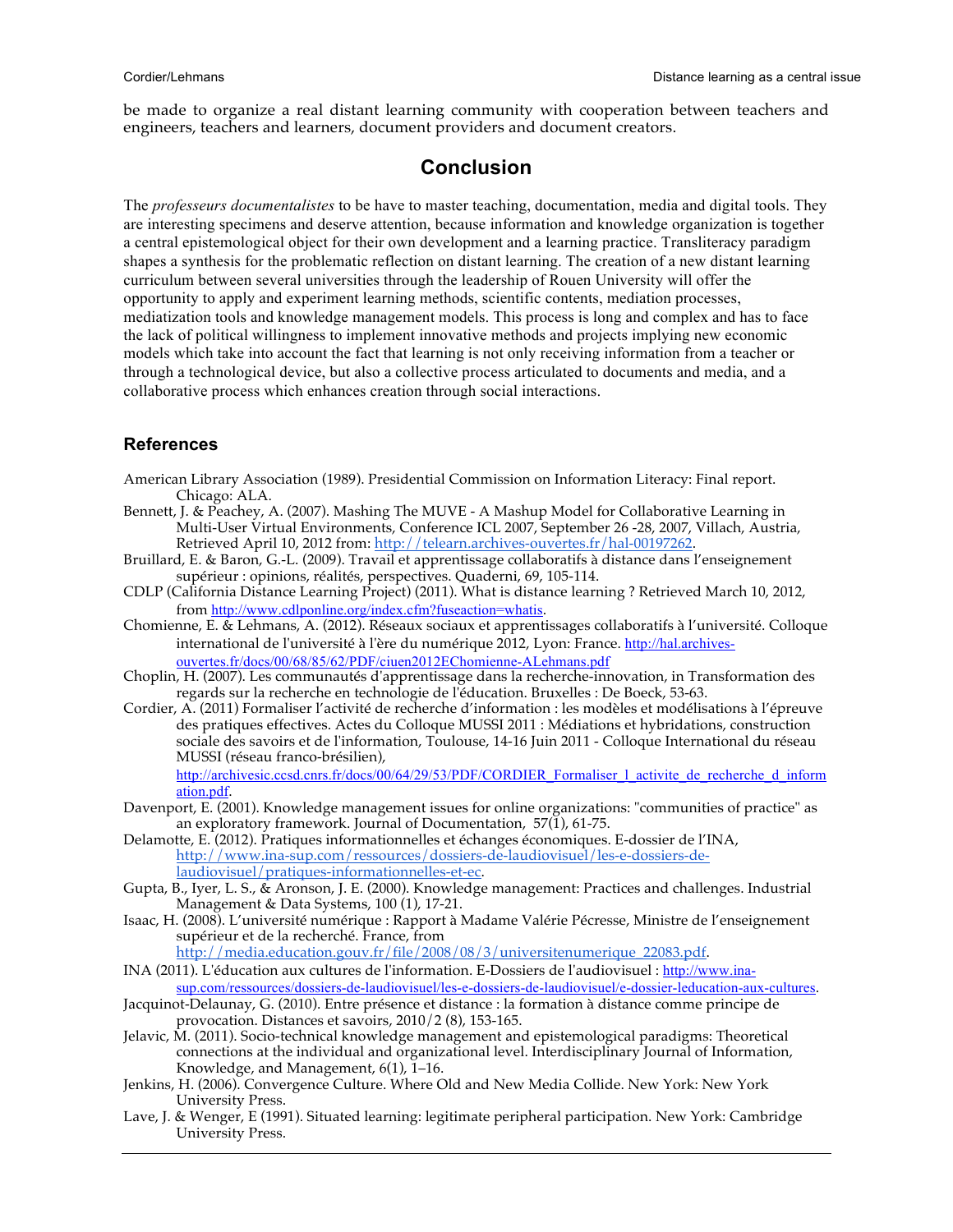be made to organize a real distant learning community with cooperation between teachers and engineers, teachers and learners, document providers and document creators.

## Conclusion

The *professeurs documentalistes* to be have to master teaching, documentation, media and digital tools. They are interesting specimens and deserve attention, because information and knowledge organization is together a central epistemological object for their own development and a learning practice. Transliteracy paradigm shapes a synthesis for the problematic reflection on distant learning. The creation of a new distant learning curriculum between several universities through the leadership of Rouen University will offer the opportunity to apply and experiment learning methods, scientific contents, mediation processes, mediatization tools and knowledge management models. This process is long and complex and has to face the lack of political willingness to implement innovative methods and projects implying new economic models which take into account the fact that learning is not only receiving information from a teacher or through a technological device, but also a collective process articulated to documents and media, and a collaborative process which enhances creation through social interactions.

### References

American Library Association (1989). Presidential Commission on Information Literacy: Final report. Chicago: ALA.

Bennett, J. & Peachey, A. (2007). Mashing The MUVE - A Mashup Model for Collaborative Learning in Multi-User Virtual Environments, Conference ICL 2007, September 26 -28, 2007, Villach, Austria, Retrieved April 10, 2012 from: http://telearn.archives-ouvertes.fr/hal-00197262.

Bruillard, E. & Baron, G.-L. (2009). Travail et apprentissage collaboratifs à distance dans l'enseignement supérieur : opinions, réalités, perspectives. Quaderni, 69, 105-114.

CDLP (California Distance Learning Project) (2011). What is distance learning ? Retrieved March 10, 2012, from http://www.cdlponline.org/index.cfm?fuseaction=whatis.

Chomienne, E. & Lehmans, A. (2012). Réseaux sociaux et apprentissages collaboratifs à l'université. Colloque international de l'université à l'ère du numérique 2012, Lyon: France. http://hal.archives-ouvertes.fr/docs/00/68/85/62/PDF/ciuen2012EChomienne-ALehmans.pdf

Choplin, H. (2007). Les communautés d'apprentissage dans la recherche-innovation, in Transformation des regards sur la recherche en technologie de l'éducation. Bruxelles : De Boeck, 53-63.

Cordier, A. (2011) Formaliser l'activité de recherche d'information : les modèles et modélisations à l'épreuve des pratiques effectives. Actes du Colloque MUSSI 2011 : Médiations et hybridations, construction sociale des savoirs et de l'information, Toulouse, 14-16 Juin 2011 - Colloque International du réseau MUSSI (réseau franco-brésilien), http://archivesic.ccsd.cnrs.fr/docs/00/64/29/53/PDF/CORDIER_Formaliser_l_activite_de_recherche_d_information.pdf.

Davenport, E. (2001). Knowledge management issues for online organizations: "communities of practice" as an exploratory framework. Journal of Documentation, 57(1), 61-75.

Delamotte, E. (2012). Pratiques informationnelles et échanges économiques. E-dossier de l'INA, http://www.ina-sup.com/ressources/dossiers-de-laudiovisuel/les-e-dossiers-de-laudiovisuel/pratiques-informationnelles-et-ec.

Gupta, B., Iyer, L. S., & Aronson, J. E. (2000). Knowledge management: Practices and challenges. Industrial Management & Data Systems, 100 (1), 17-21.

Isaac, H. (2008). L'université numérique : Rapport à Madame Valérie Pécresse, Ministre de l'enseignement supérieur et de la recherché. France, from http://media.education.gouv.fr/file/2008/08/3/universitenumerique_22083.pdf.

INA (2011). L'éducation aux cultures de l'information. E-Dossiers de l'audiovisuel : http://www.ina-sup.com/ressources/dossiers-de-laudiovisuel/les-e-dossiers-de-laudiovisuel/e-dossier-leducation-aux-cultures.

Jacquinot-Delaunay, G. (2010). Entre présence et distance : la formation à distance comme principe de provocation. Distances et savoirs, 2010/2 (8), 153-165.

Jelavic, M. (2011). Socio-technical knowledge management and epistemological paradigms: Theoretical connections at the individual and organizational level. Interdisciplinary Journal of Information, Knowledge, and Management, 6(1), 1–16.

Jenkins, H. (2006). Convergence Culture. Where Old and New Media Collide. New York: New York University Press.

Lave, J. & Wenger, E (1991). Situated learning: legitimate peripheral participation. New York: Cambridge University Press.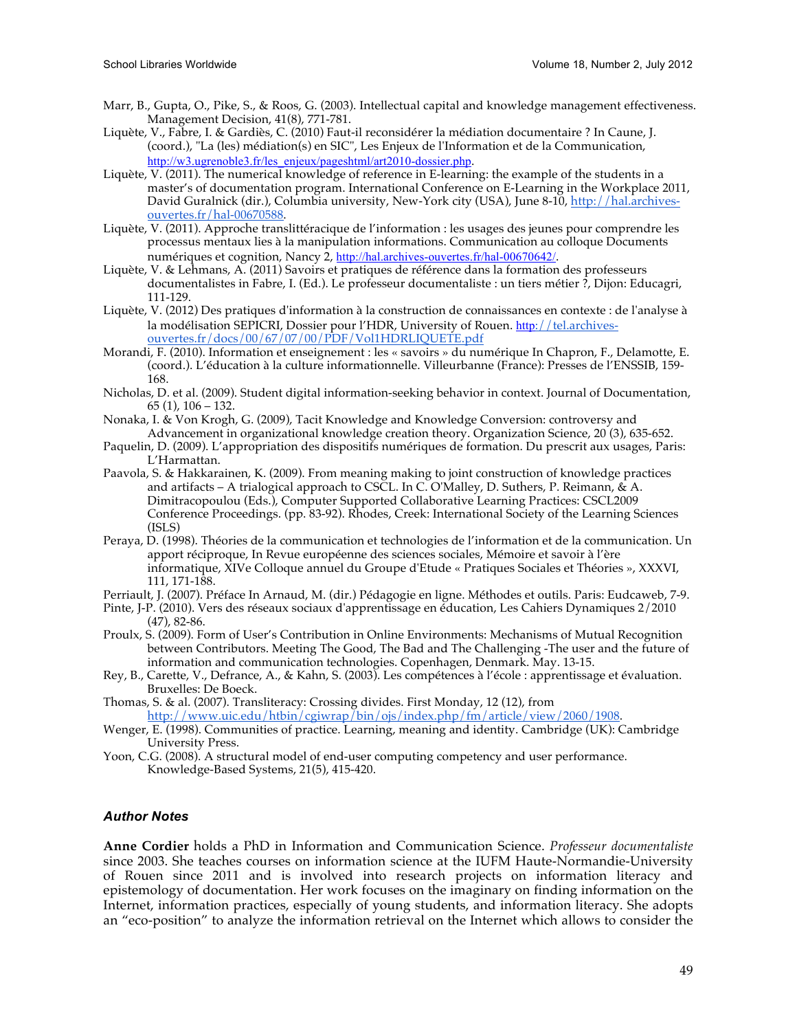Marr, B., Gupta, O., Pike, S., & Roos, G. (2003). Intellectual capital and knowledge management effectiveness. Management Decision, 41(8), 771-781.

Liquète, V., Fabre, I. & Gardiès, C. (2010) Faut-il reconsidérer la médiation documentaire ? In Caune, J. (coord.), "La (les) médiation(s) en SIC", Les Enjeux de l'Information et de la Communication, http://w3.ugrenoble3.fr/les_enjeux/pageshtml/art2010-dossier.php.

Liquète, V. (2011). The numerical knowledge of reference in E-learning: the example of the students in a master's of documentation program. International Conference on E-Learning in the Workplace 2011, David Guralnick (dir.), Columbia university, New-York city (USA), June 8-10, http://hal.archives-ouvertes.fr/hal-00670588.

Liquète, V. (2011). Approche translittéracique de l'information : les usages des jeunes pour comprendre les processus mentaux lies à la manipulation informations. Communication au colloque Documents numériques et cognition, Nancy 2, http://hal.archives-ouvertes.fr/hal-00670642/.

Liquète, V. & Lehmans, A. (2011) Savoirs et pratiques de référence dans la formation des professeurs documentalistes in Fabre, I. (Ed.). Le professeur documentaliste : un tiers métier ?, Dijon: Educagri, 111-129.

Liquète, V. (2012) Des pratiques d'information à la construction de connaissances en contexte : de l'analyse à la modélisation SEPICRI, Dossier pour l'HDR, University of Rouen. http://tel.archives-ouvertes.fr/docs/00/67/07/00/PDF/Vol1HDRLIQUETE.pdf

Morandi, F. (2010). Information et enseignement : les « savoirs » du numérique In Chapron, F., Delamotte, E. (coord.). L'éducation à la culture informationnelle. Villeurbanne (France): Presses de l'ENSSIB, 159-168.

Nicholas, D. et al. (2009). Student digital information-seeking behavior in context. Journal of Documentation, 65 (1), 106 – 132.

Nonaka, I. & Von Krogh, G. (2009), Tacit Knowledge and Knowledge Conversion: controversy and Advancement in organizational knowledge creation theory. Organization Science, 20 (3), 635-652.

Paquelin, D. (2009). L'appropriation des dispositifs numériques de formation. Du prescrit aux usages, Paris: L'Harmattan.

Paavola, S. & Hakkarainen, K. (2009). From meaning making to joint construction of knowledge practices and artifacts – A trialogical approach to CSCL. In C. O'Malley, D. Suthers, P. Reimann, & A. Dimitracopoulou (Eds.), Computer Supported Collaborative Learning Practices: CSCL2009 Conference Proceedings. (pp. 83-92). Rhodes, Creek: International Society of the Learning Sciences (ISLS)

Peraya, D. (1998). Théories de la communication et technologies de l'information et de la communication. Un apport réciproque, In Revue européenne des sciences sociales, Mémoire et savoir à l'ère informatique, XIVe Colloque annuel du Groupe d'Etude « Pratiques Sociales et Théories », XXXVI, 111, 171-188.

Perriault, J. (2007). Préface In Arnaud, M. (dir.) Pédagogie en ligne. Méthodes et outils. Paris: Eudcaweb, 7-9.

Pinte, J-P. (2010). Vers des réseaux sociaux d'apprentissage en éducation, Les Cahiers Dynamiques 2/2010 (47), 82-86.

Proulx, S. (2009). Form of User's Contribution in Online Environments: Mechanisms of Mutual Recognition between Contributors. Meeting The Good, The Bad and The Challenging -The user and the future of information and communication technologies. Copenhagen, Denmark. May. 13-15.

Rey, B., Carette, V., Defrance, A., & Kahn, S. (2003). Les compétences à l'école : apprentissage et évaluation. Bruxelles: De Boeck.

Thomas, S. & al. (2007). Transliteracy: Crossing divides. First Monday, 12 (12), from http://www.uic.edu/htbin/cgiwrap/bin/ojs/index.php/fm/article/view/2060/1908.

Wenger, E. (1998). Communities of practice. Learning, meaning and identity. Cambridge (UK): Cambridge University Press.

Yoon, C.G. (2008). A structural model of end-user computing competency and user performance. Knowledge-Based Systems, 21(5), 415-420.

### *Author Notes*

**Anne Cordier** holds a PhD in Information and Communication Science. *Professeur documentaliste* since 2003. She teaches courses on information science at the IUFM Haute-Normandie-University of Rouen since 2011 and is involved into research projects on information literacy and epistemology of documentation. Her work focuses on the imaginary on finding information on the Internet, information practices, especially of young students, and information literacy. She adopts an "eco-position" to analyze the information retrieval on the Internet which allows to consider the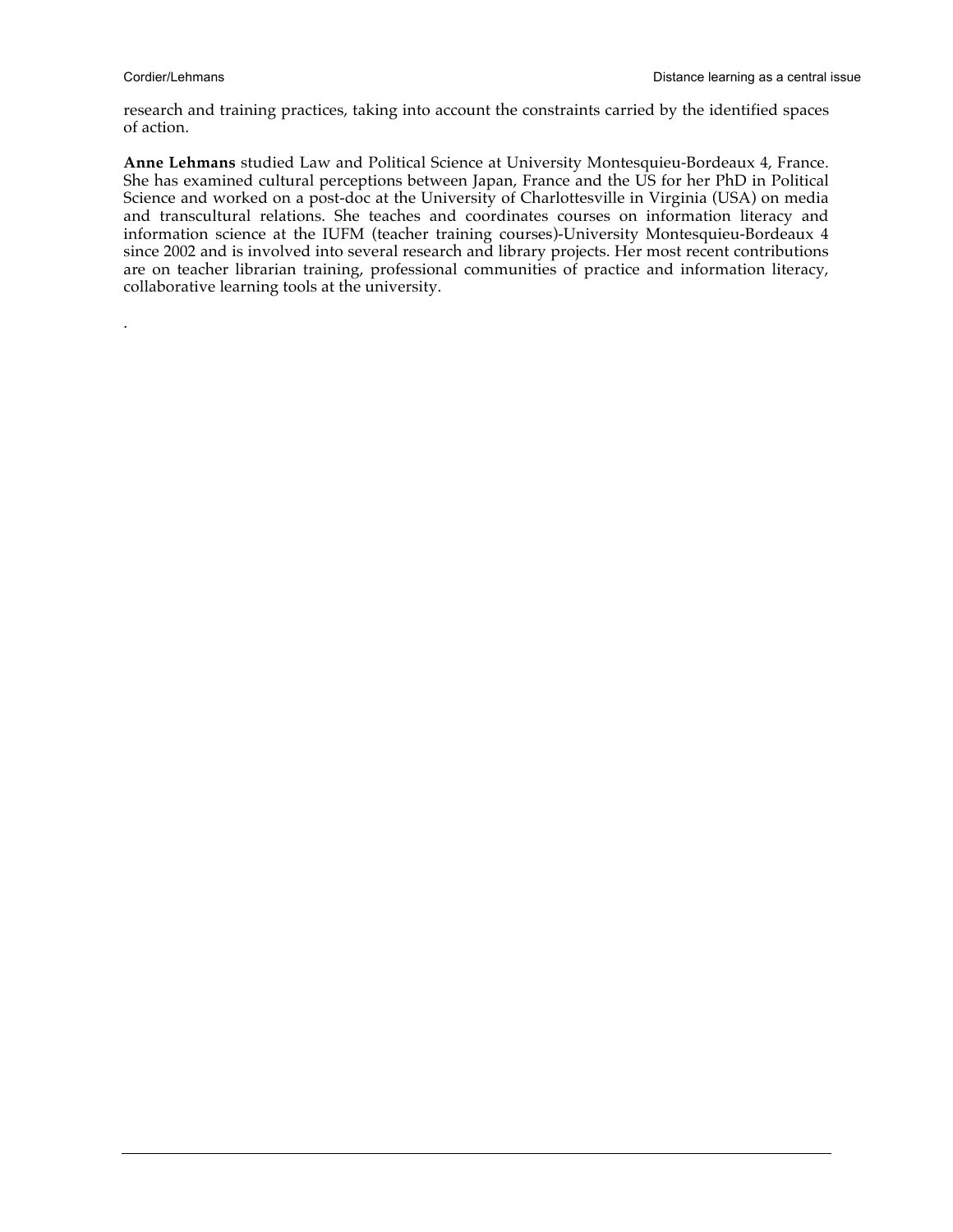research and training practices, taking into account the constraints carried by the identified spaces of action.

**Anne Lehmans** studied Law and Political Science at University Montesquieu-Bordeaux 4, France. She has examined cultural perceptions between Japan, France and the US for her PhD in Political Science and worked on a post-doc at the University of Charlottesville in Virginia (USA) on media and transcultural relations. She teaches and coordinates courses on information literacy and information science at the IUFM (teacher training courses)-University Montesquieu-Bordeaux 4 since 2002 and is involved into several research and library projects. Her most recent contributions are on teacher librarian training, professional communities of practice and information literacy, collaborative learning tools at the university.

.